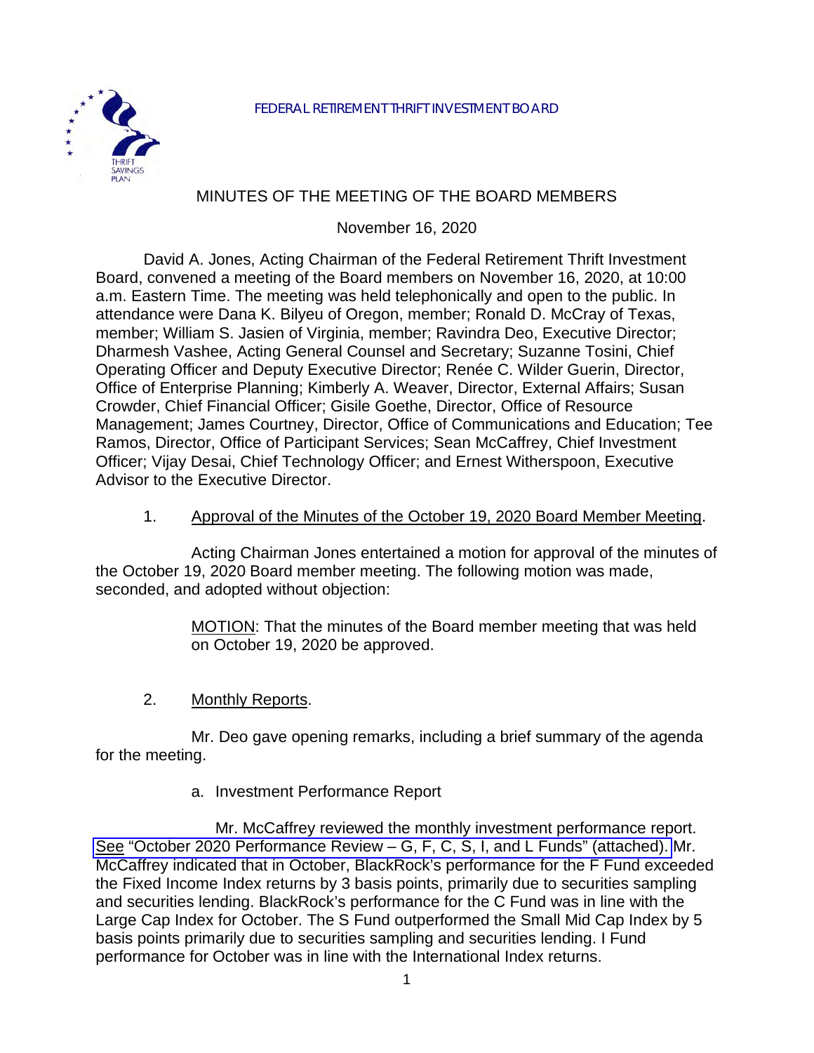FEDERAL RETIREMENT THRIFT INVESTMENT BOARD

# MINUTES OF THE MEETING OF THE BOARD MEMBERS

November 16, 2020

David A. Jones, Acting Chairman of the Federal Retirement Thrift Investment Board, convened a meeting of the Board members on November 16, 2020, at 10:00 a.m. Eastern Time. The meeting was held telephonically and open to the public. In attendance were Dana K. Bilyeu of Oregon, member; Ronald D. McCray of Texas, member; William S. Jasien of Virginia, member; Ravindra Deo, Executive Director; Dharmesh Vashee, Acting General Counsel and Secretary; Suzanne Tosini, Chief Operating Officer and Deputy Executive Director; Renée C. Wilder Guerin, Director, Office of Enterprise Planning; Kimberly A. Weaver, Director, External Affairs; Susan Crowder, Chief Financial Officer; Gisile Goethe, Director, Office of Resource Management; James Courtney, Director, Office of Communications and Education; Tee Ramos, Director, Office of Participant Services; Sean McCaffrey, Chief Investment Officer; Vijay Desai, Chief Technology Officer; and Ernest Witherspoon, Executive Advisor to the Executive Director.

1. Approval of the Minutes of the October 19, 2020 Board Member Meeting.

Acting Chairman Jones entertained a motion for approval of the minutes of the October 19, 2020 Board member meeting. The following motion was made, seconded, and adopted without objection:

> MOTION: That the minutes of the Board member meeting that was held on October 19, 2020 be approved.

2. Monthly Reports.

Mr. Deo gave opening remarks, including a brief summary of the agenda for the meeting.

a. Investment Performance Report

Mr. McCaffrey reviewed the monthly investment performance report. See "October 2020 Performance Review – G, F, C, S, I, and L Funds" (attached). Mr. McCaffrey indicated that in October, BlackRock's performance for the F Fund exceeded the Fixed Income Index returns by 3 basis points, primarily due to securities sampling and securities lending. BlackRock's performance for the C Fund was in line with the Large Cap Index for October. The S Fund outperformed the Small Mid Cap Index by 5 basis points primarily due to securities sampling and securities lending. I Fund performance for October was in line with the International Index returns.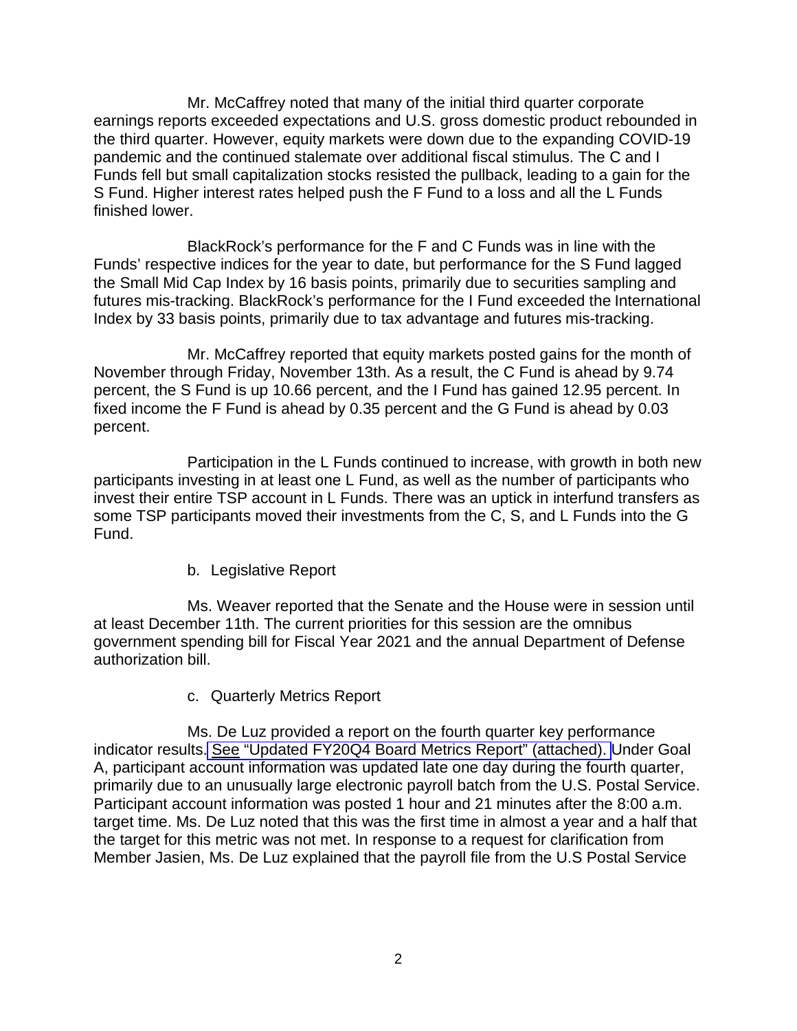Mr. McCaffrey noted that many of the initial third quarter corporate earnings reports exceeded expectations and U.S. gross domestic product rebounded in the third quarter. However, equity markets were down due to the expanding COVID-19 pandemic and the continued stalemate over additional fiscal stimulus. The C and I Funds fell but small capitalization stocks resisted the pullback, leading to a gain for the S Fund. Higher interest rates helped push the F Fund to a loss and all the L Funds finished lower.

BlackRock's performance for the F and C Funds was in line with the Funds' respective indices for the year to date, but performance for the S Fund lagged the Small Mid Cap Index by 16 basis points, primarily due to securities sampling and futures mis-tracking. BlackRock's performance for the I Fund exceeded the International Index by 33 basis points, primarily due to tax advantage and futures mis-tracking.

Mr. McCaffrey reported that equity markets posted gains for the month of November through Friday, November 13th. As a result, the C Fund is ahead by 9.74 percent, the S Fund is up 10.66 percent, and the I Fund has gained 12.95 percent. In fixed income the F Fund is ahead by 0.35 percent and the G Fund is ahead by 0.03 percent.

Participation in the L Funds continued to increase, with growth in both new participants investing in at least one L Fund, as well as the number of participants who invest their entire TSP account in L Funds. There was an uptick in interfund transfers as some TSP participants moved their investments from the C, S, and L Funds into the G Fund.

b. Legislative Report

Ms. Weaver reported that the Senate and the House were in session until at least December 11th. The current priorities for this session are the omnibus government spending bill for Fiscal Year 2021 and the annual Department of Defense authorization bill.

c. Quarterly Metrics Report

Ms. De Luz provided a report on the fourth quarter key performance indicator results. See "Updated FY20Q4 Board Metrics Report" (attached). Under Goal A, participant account information was updated late one day during the fourth quarter, primarily due to an unusually large electronic payroll batch from the U.S. Postal Service. Participant account information was posted 1 hour and 21 minutes after the 8:00 a.m. target time. Ms. De Luz noted that this was the first time in almost a year and a half that the target for this metric was not met. In response to a request for clarification from Member Jasien, Ms. De Luz explained that the payroll file from the U.S Postal Service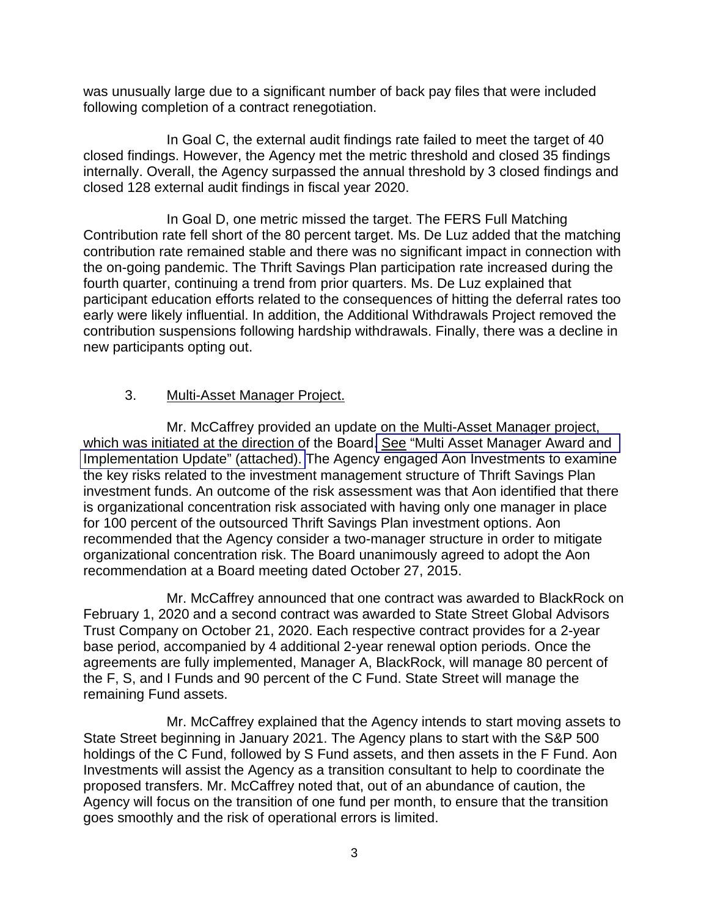was unusually large due to a significant number of back pay files that were included following completion of a contract renegotiation.

In Goal C, the external audit findings rate failed to meet the target of 40 closed findings. However, the Agency met the metric threshold and closed 35 findings internally. Overall, the Agency surpassed the annual threshold by 3 closed findings and closed 128 external audit findings in fiscal year 2020.

In Goal D, one metric missed the target. The FERS Full Matching Contribution rate fell short of the 80 percent target. Ms. De Luz added that the matching contribution rate remained stable and there was no significant impact in connection with the on-going pandemic. The Thrift Savings Plan participation rate increased during the fourth quarter, continuing a trend from prior quarters. Ms. De Luz explained that participant education efforts related to the consequences of hitting the deferral rates too early were likely influential. In addition, the Additional Withdrawals Project removed the contribution suspensions following hardship withdrawals. Finally, there was a decline in new participants opting out.

3. Multi-Asset Manager Project.

Mr. McCaffrey provided an update on the Multi-Asset Manager project, which was initiated at the direction of the Board. See "Multi Asset Manager Award and Implementation Update" (attached). The Agency engaged Aon Investments to examine the key risks related to the investment management structure of Thrift Savings Plan investment funds. An outcome of the risk assessment was that Aon identified that there is organizational concentration risk associated with having only one manager in place for 100 percent of the outsourced Thrift Savings Plan investment options. Aon recommended that the Agency consider a two-manager structure in order to mitigate organizational concentration risk. The Board unanimously agreed to adopt the Aon recommendation at a Board meeting dated October 27, 2015.

Mr. McCaffrey announced that one contract was awarded to BlackRock on February 1, 2020 and a second contract was awarded to State Street Global Advisors Trust Company on October 21, 2020. Each respective contract provides for a 2-year base period, accompanied by 4 additional 2-year renewal option periods. Once the agreements are fully implemented, Manager A, BlackRock, will manage 80 percent of the F, S, and I Funds and 90 percent of the C Fund. State Street will manage the remaining Fund assets.

Mr. McCaffrey explained that the Agency intends to start moving assets to State Street beginning in January 2021. The Agency plans to start with the S&P 500 holdings of the C Fund, followed by S Fund assets, and then assets in the F Fund. Aon Investments will assist the Agency as a transition consultant to help to coordinate the proposed transfers. Mr. McCaffrey noted that, out of an abundance of caution, the Agency will focus on the transition of one fund per month, to ensure that the transition goes smoothly and the risk of operational errors is limited.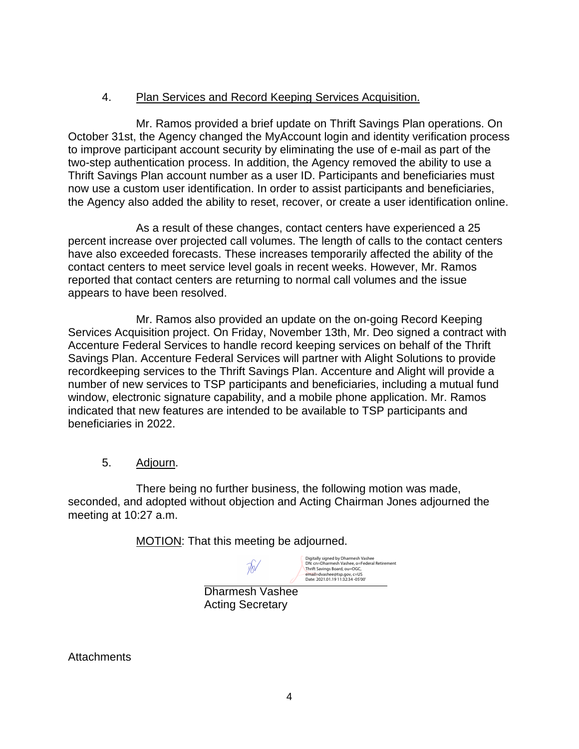4. <u>Plan Services and Record Keeping Services Acquisition.</u>

Mr. Ramos provided a brief update on Thrift Savings Plan operations. On October 31st, the Agency changed the MyAccount login and identity verification process to improve participant account security by eliminating the use of e-mail as part of the two-step authentication process. In addition, the Agency removed the ability to use a Thrift Savings Plan account number as a user ID. Participants and beneficiaries must now use a custom user identification. In order to assist participants and beneficiaries, the Agency also added the ability to reset, recover, or create a user identification online.

As a result of these changes, contact centers have experienced a 25 percent increase over projected call volumes. The length of calls to the contact centers have also exceeded forecasts. These increases temporarily affected the ability of the contact centers to meet service level goals in recent weeks. However, Mr. Ramos reported that contact centers are returning to normal call volumes and the issue appears to have been resolved.

Mr. Ramos also provided an update on the on-going Record Keeping Services Acquisition project. On Friday, November 13th, Mr. Deo signed a contract with Accenture Federal Services to handle record keeping services on behalf of the Thrift Savings Plan. Accenture Federal Services will partner with Alight Solutions to provide recordkeeping services to the Thrift Savings Plan. Accenture and Alight will provide a number of new services to TSP participants and beneficiaries, including a mutual fund window, electronic signature capability, and a mobile phone application. Mr. Ramos indicated that new features are intended to be available to TSP participants and beneficiaries in 2022.

5. <u>Adjourn</u>.

There being no further business, the following motion was made, seconded, and adopted without objection and Acting Chairman Jones adjourned the meeting at 10:27 a.m.

<u>MOTION</u>: That this meeting be adjourned.

Digitally signed by Dharmesh Vashee
DN: cn=Dharmesh Vashee, o=Federal Retirement Thrift Savings Board, ou=OGC, email=dvashee@tsp.gov, c=US
Date: 2021.01.19 11:32:34 -05'00'

Dharmesh Vashee
Acting Secretary

Attachments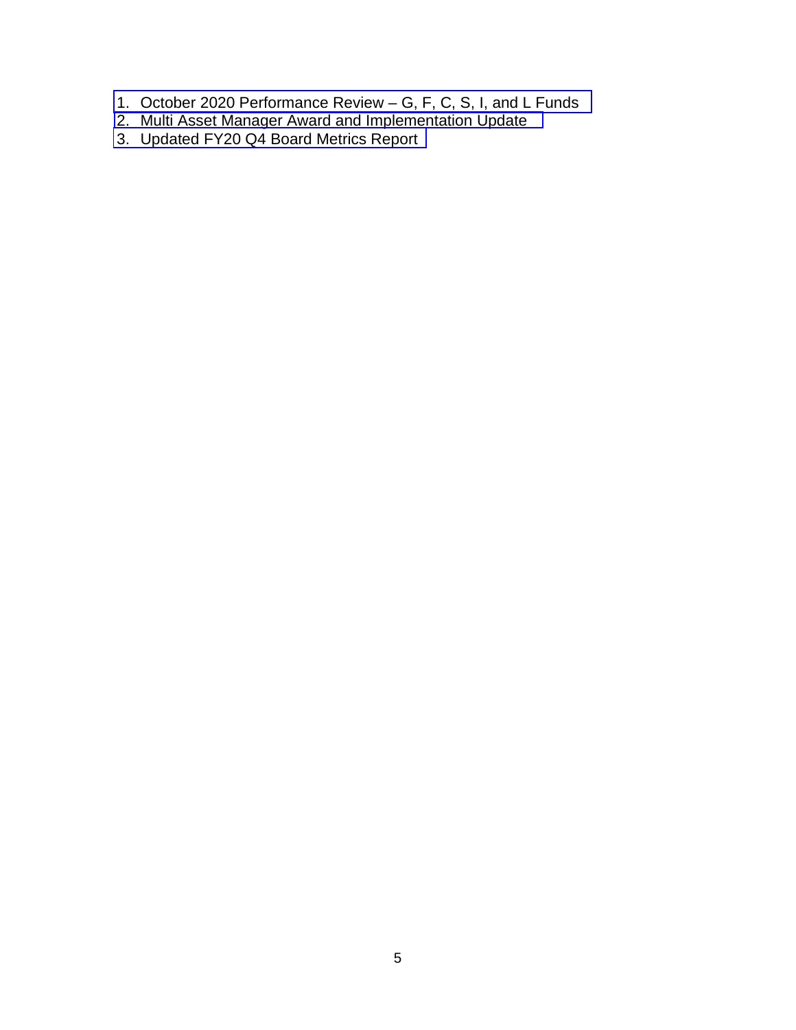1. October 2020 Performance Review – G, F, C, S, I, and L Funds
2. Multi Asset Manager Award and Implementation Update
3. Updated FY20 Q4 Board Metrics Report